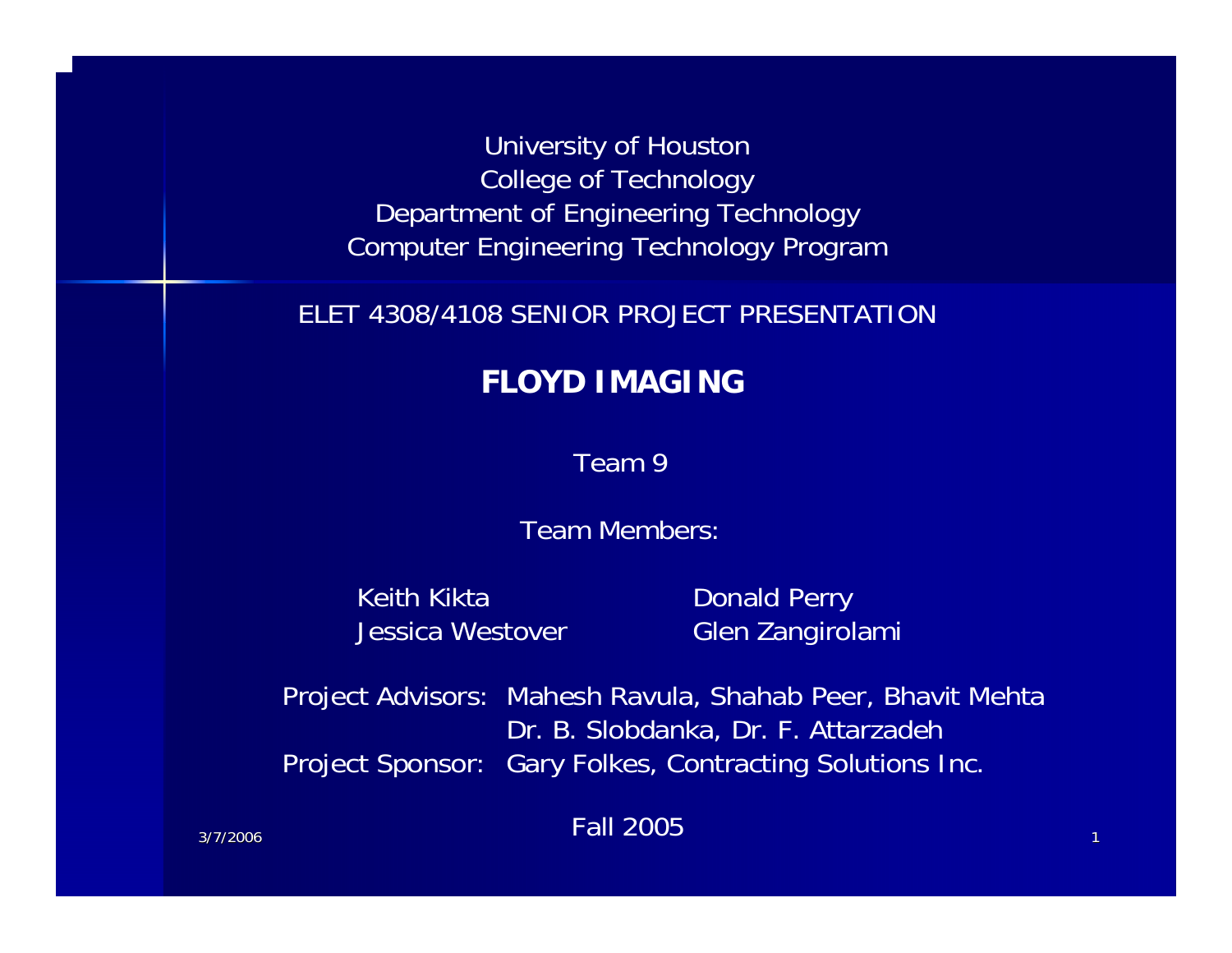University of Houston
College of Technology
Department of Engineering Technology
Computer Engineering Technology Program

ELET 4308/4108 SENIOR PROJECT PRESENTATION

# FLOYD IMAGING

Team 9

Team Members:

Keith Kikta
Jessica Westover
Donald Perry
Glen Zangirolami

Project Advisors: Mahesh Ravula, Shahab Peer, Bhavit Mehta
Dr. B. Slobdanka, Dr. F. Attarzadeh
Project Sponsor: Gary Folkes, Contracting Solutions Inc.

Fall 2005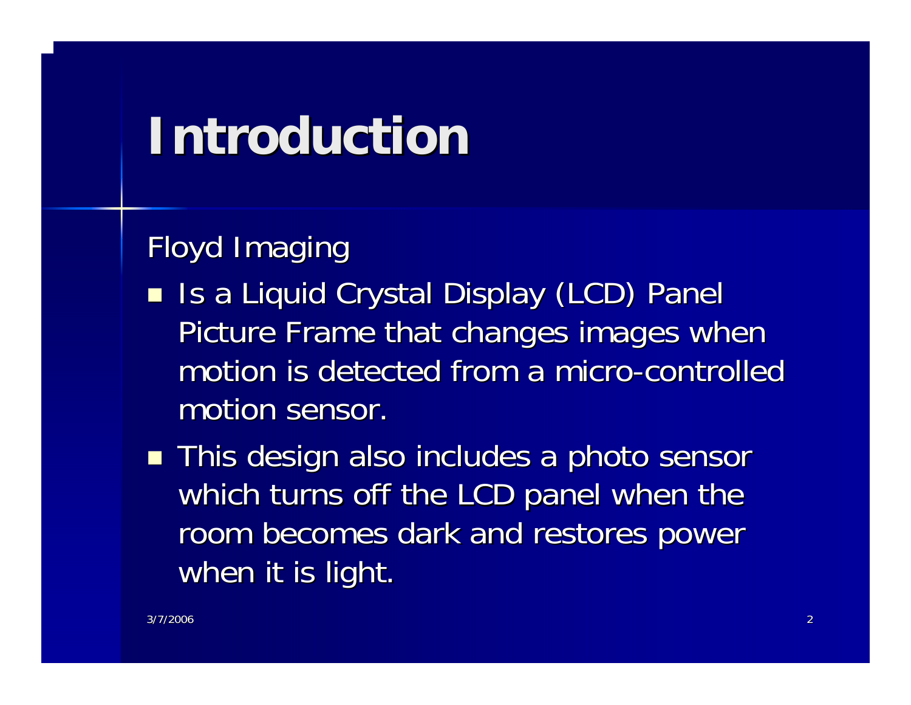# Introduction

Floyd Imaging

- Is a Liquid Crystal Display (LCD) Panel Picture Frame that changes images when motion is detected from a micro-controlled motion sensor.
- This design also includes a photo sensor which turns off the LCD panel when the room becomes dark and restores power when it is light.

3/7/2006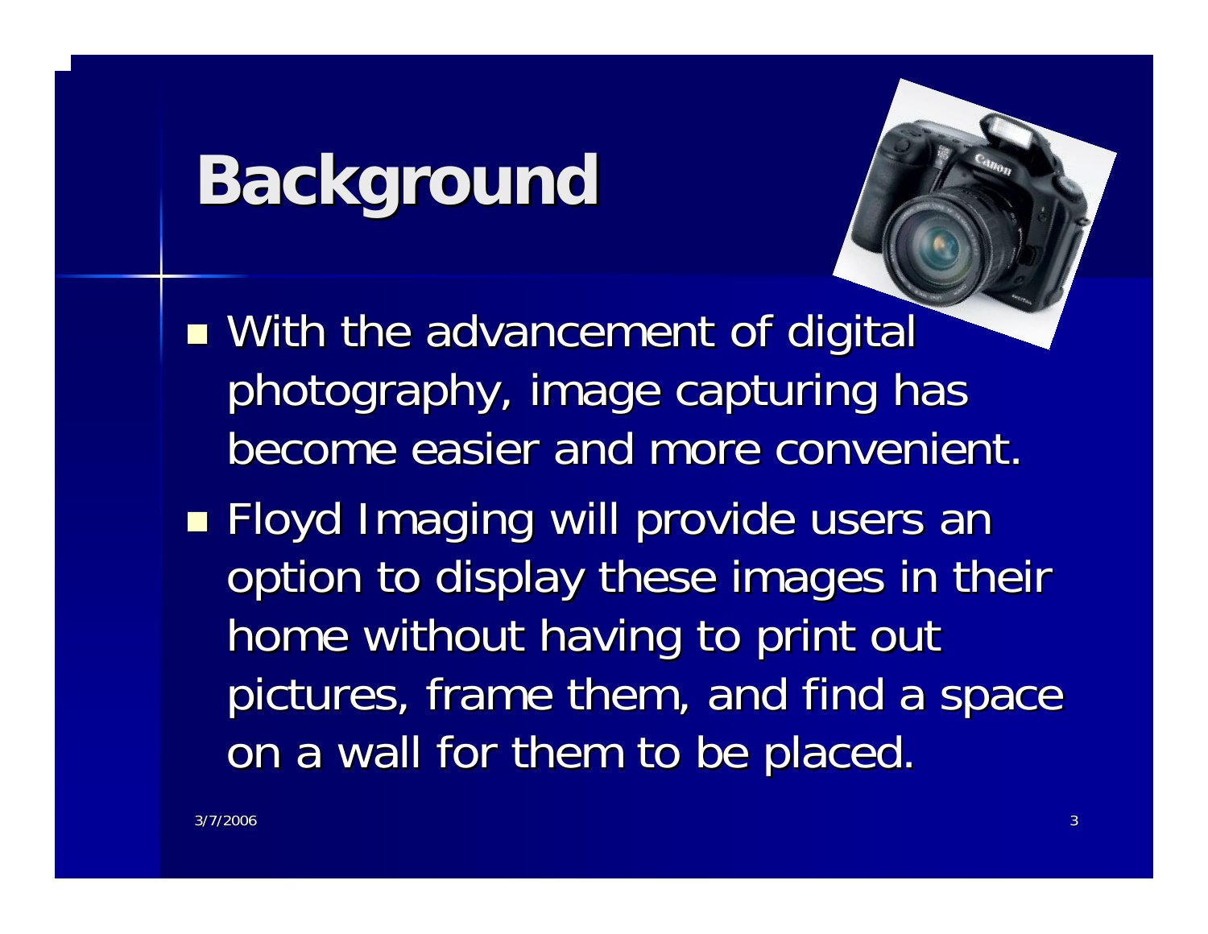# Background

- With the advancement of digital photography, image capturing has become easier and more convenient.
- Floyd Imaging will provide users an option to display these images in their home without having to print out pictures, frame them, and find a space on a wall for them to be placed.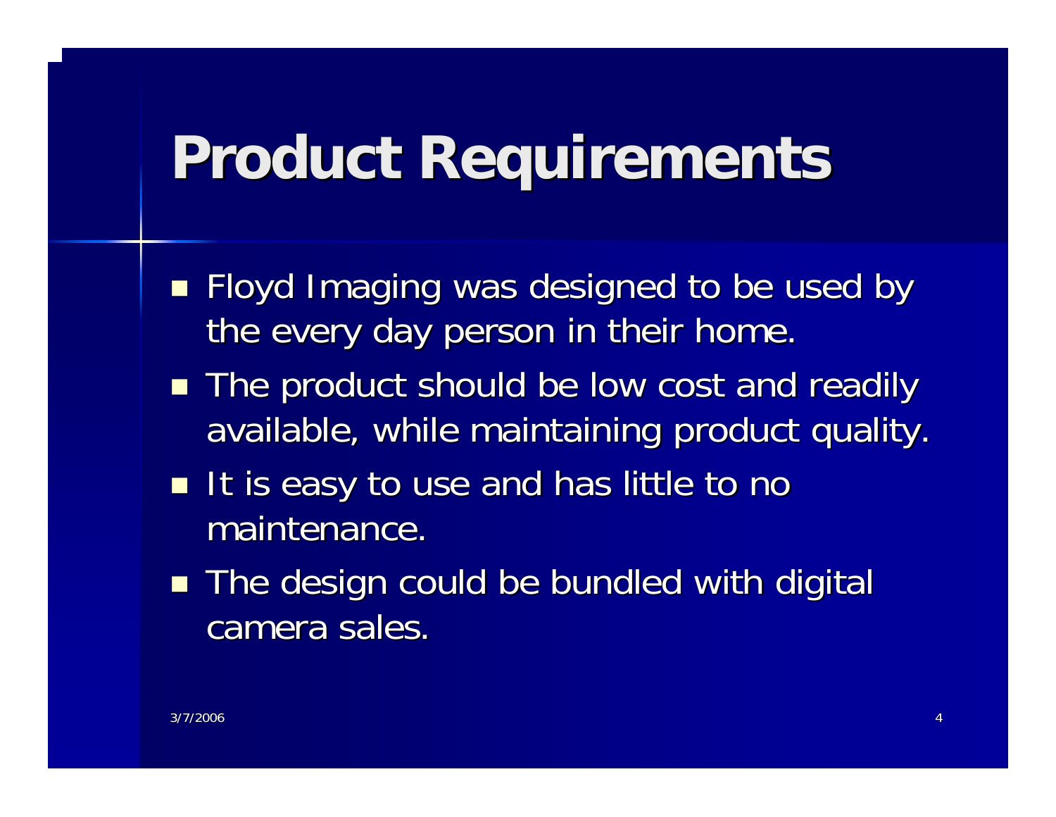# Product Requirements

- Floyd Imaging was designed to be used by the every day person in their home.
- The product should be low cost and readily available, while maintaining product quality.
- It is easy to use and has little to no maintenance.
- The design could be bundled with digital camera sales.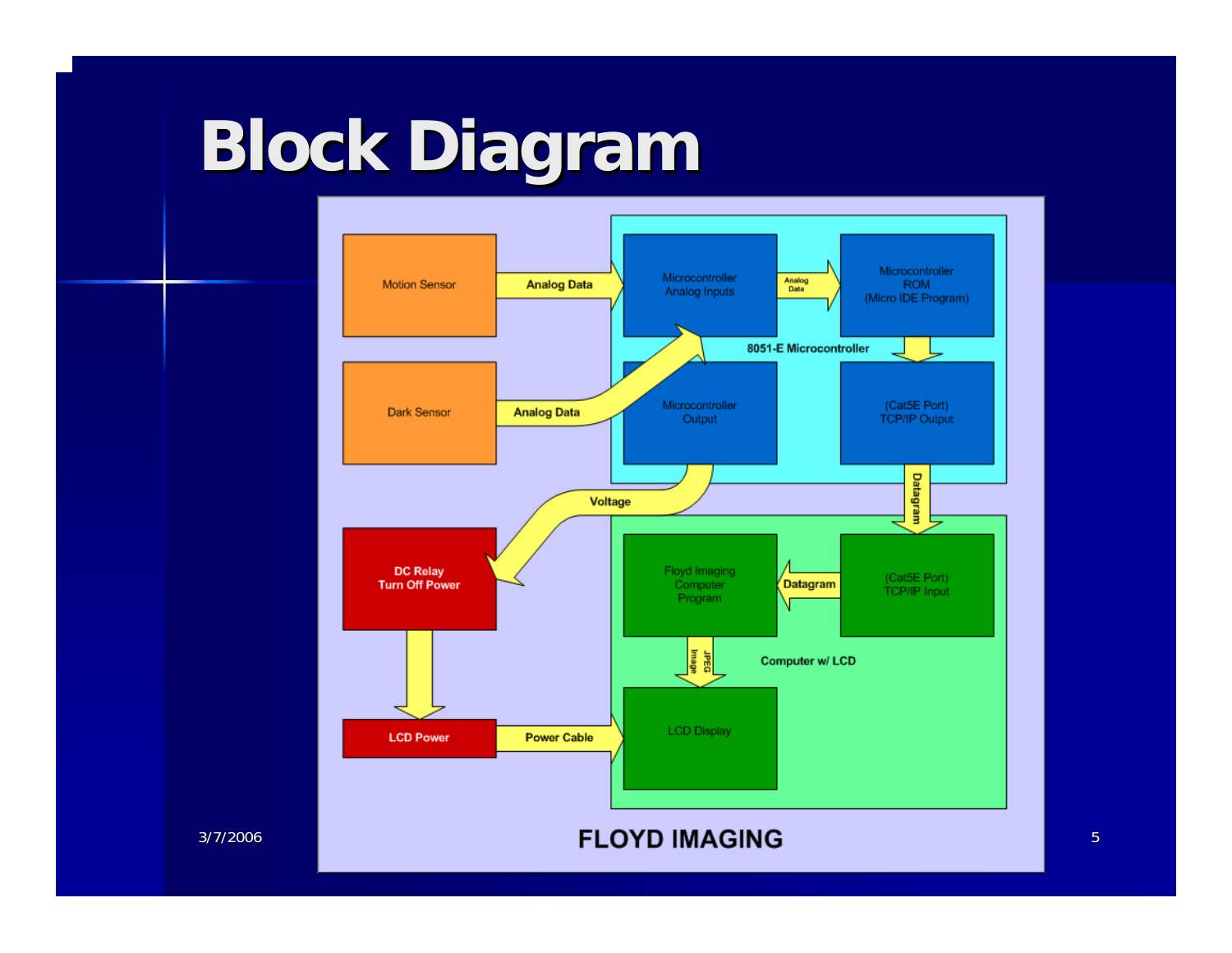# Block Diagram

**8051-E Microcontroller**

- Motion Sensor → (Analog Data) → Microcontroller Analog Inputs
- Dark Sensor → (Analog Data) → Microcontroller Analog Inputs
- Microcontroller Analog Inputs → (Analog Data) → Microcontroller ROM (Micro IDE Program)
- Microcontroller ROM (Micro IDE Program) → (Cat5E Port) TCP/IP Output
- Microcontroller Output → (Voltage) → DC Relay Turn Off Power
- DC Relay Turn Off Power → LCD Power
- LCD Power → (Power Cable) → LCD Display

**Computer w/ LCD**

- (Cat5E Port) TCP/IP Output → (Datagram) → (Cat5E Port) TCP/IP Input
- (Cat5E Port) TCP/IP Input → (Datagram) → Floyd Imaging Computer Program
- Floyd Imaging Computer Program → (JPEG Image) → LCD Display

**FLOYD IMAGING**

3/7/2006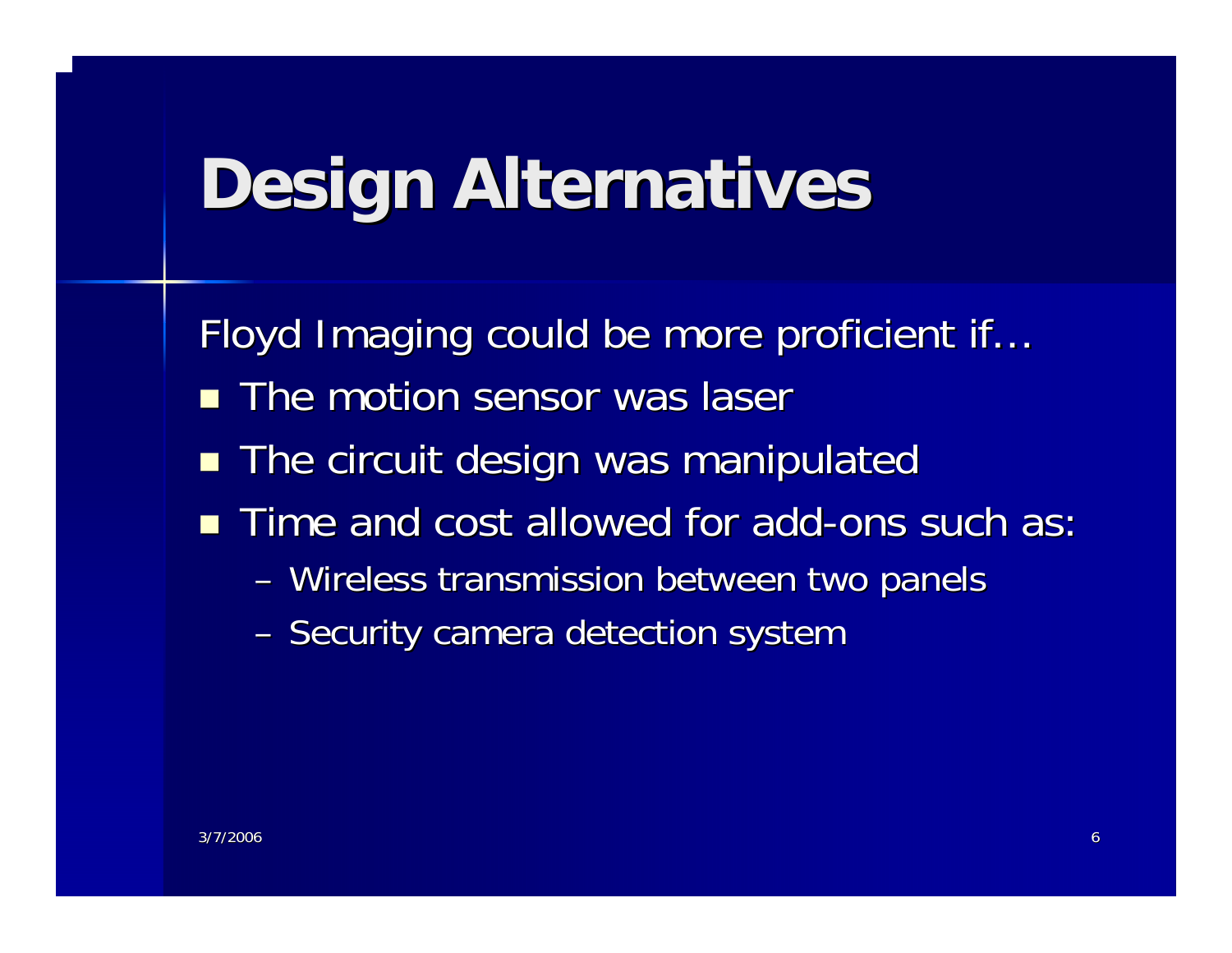# Design Alternatives

Floyd Imaging could be more proficient if…

- The motion sensor was laser
- The circuit design was manipulated
- Time and cost allowed for add-ons such as:
  - Wireless transmission between two panels
  - Security camera detection system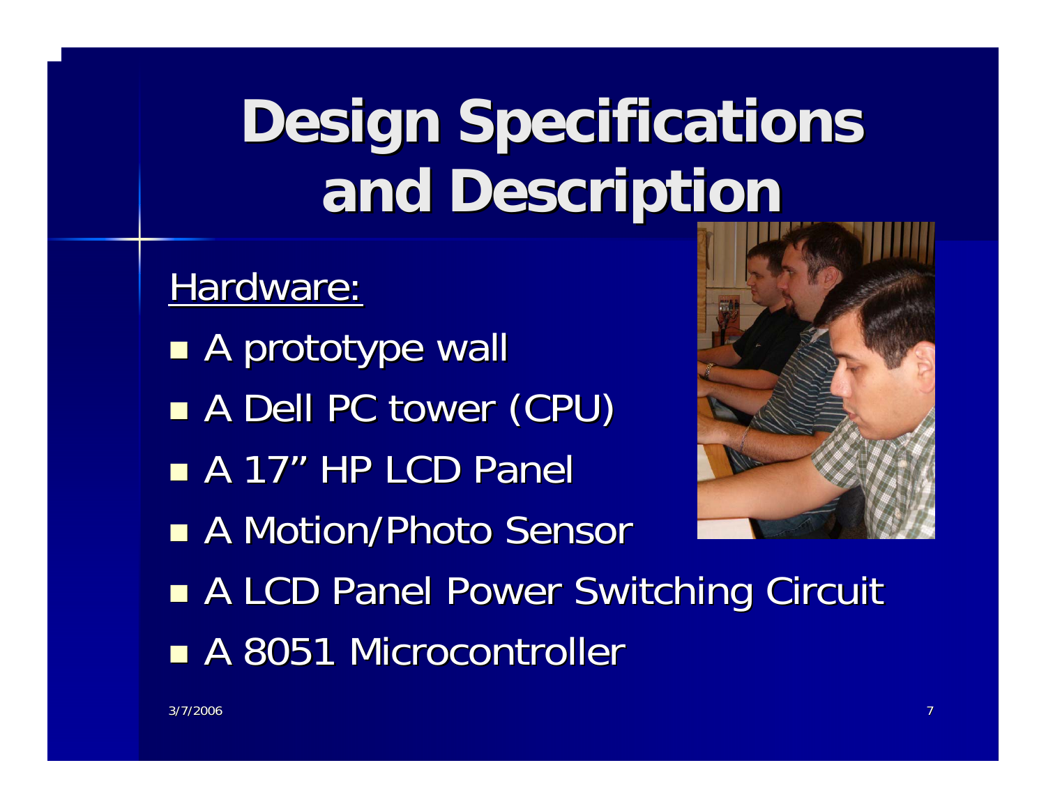# Design Specifications and Description

<u>Hardware:</u>

- A prototype wall
- A Dell PC tower (CPU)
- A 17" HP LCD Panel
- A Motion/Photo Sensor
- A LCD Panel Power Switching Circuit
- A 8051 Microcontroller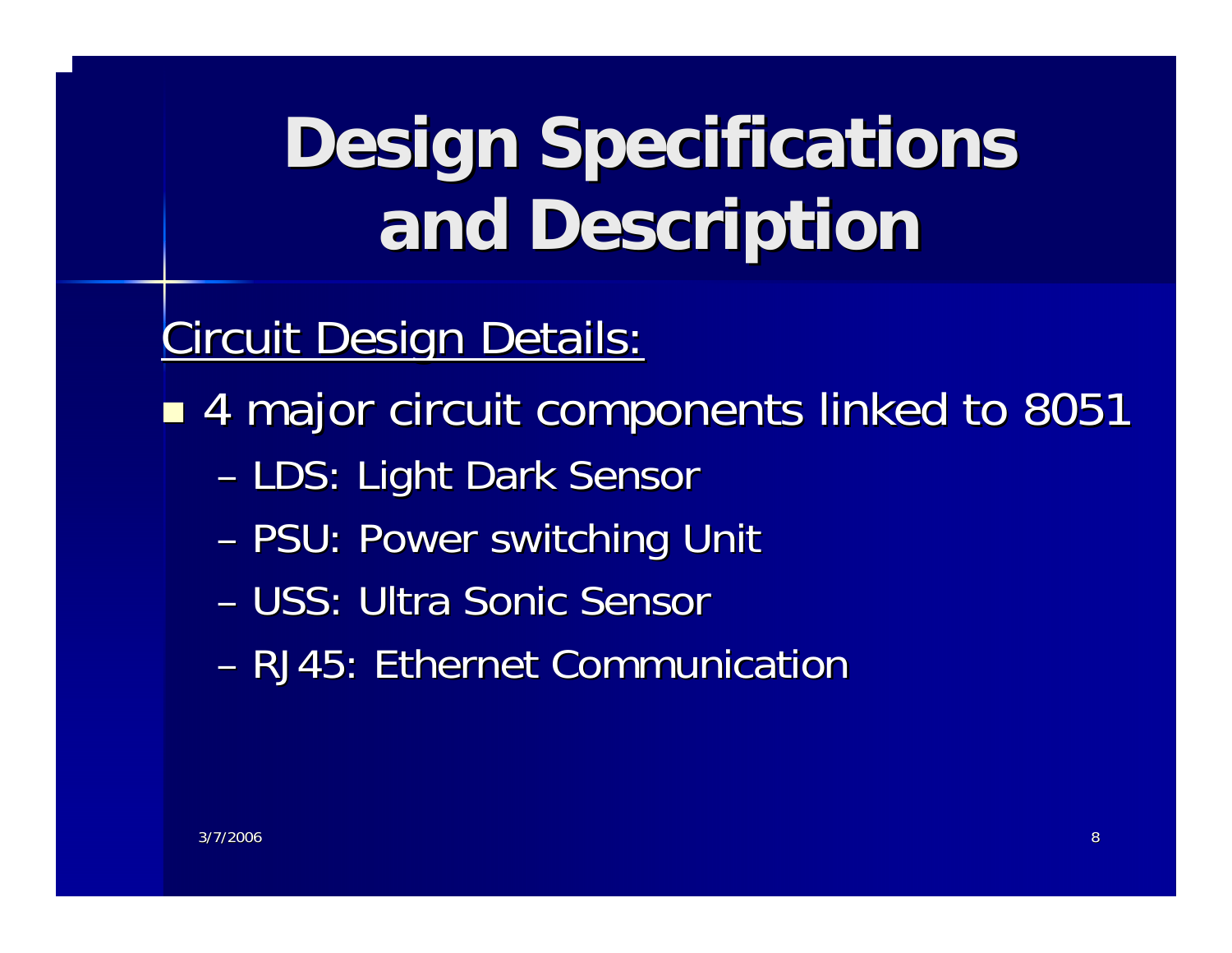# Design Specifications and Description

Circuit Design Details:

- 4 major circuit components linked to 8051
  - LDS: Light Dark Sensor
  - PSU: Power switching Unit
  - USS: Ultra Sonic Sensor
  - RJ45: Ethernet Communication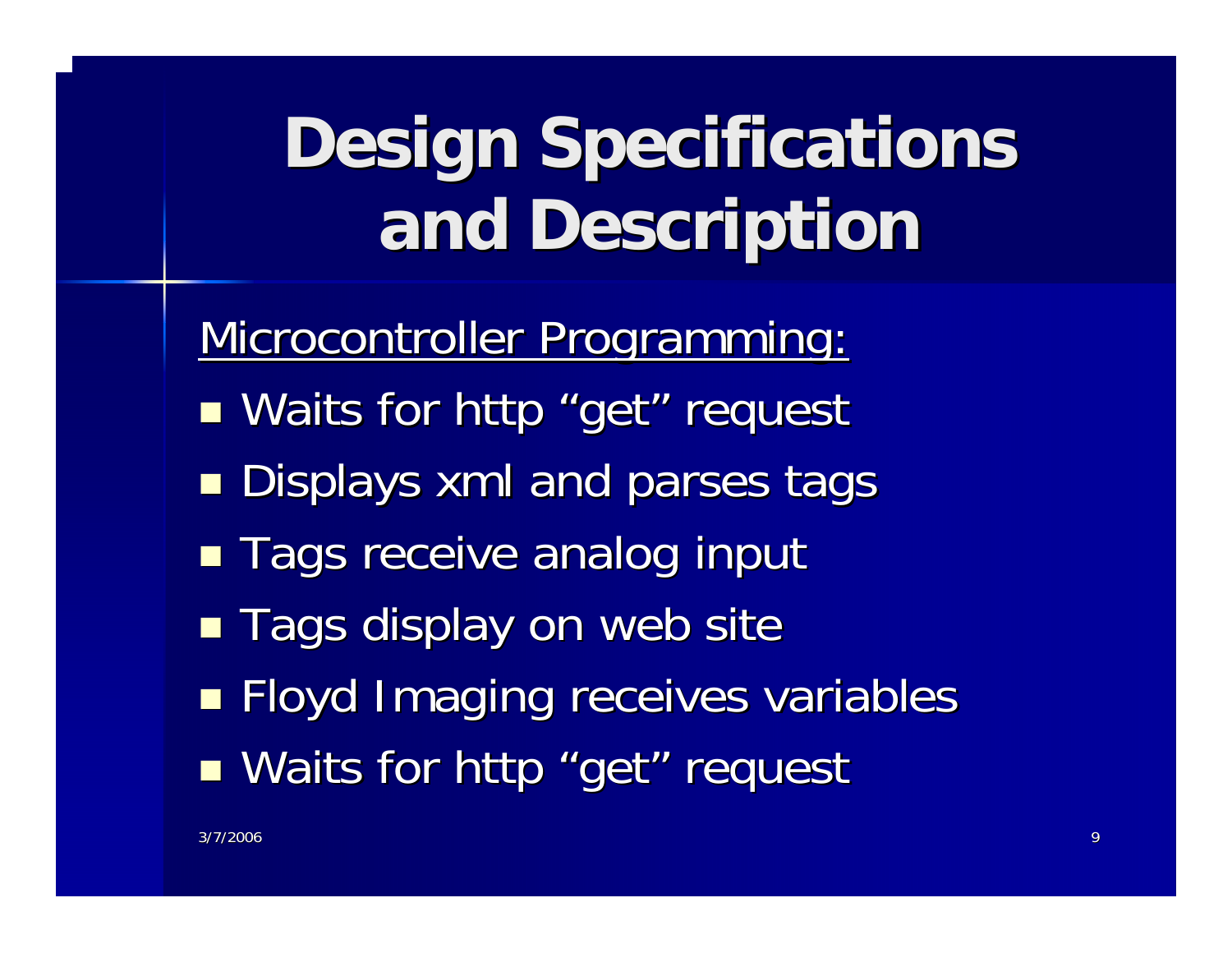# Design Specifications and Description

<u>Microcontroller Programming:</u>

- Waits for http “get” request
- Displays xml and parses tags
- Tags receive analog input
- Tags display on web site
- Floyd Imaging receives variables
- Waits for http “get” request

3/7/2006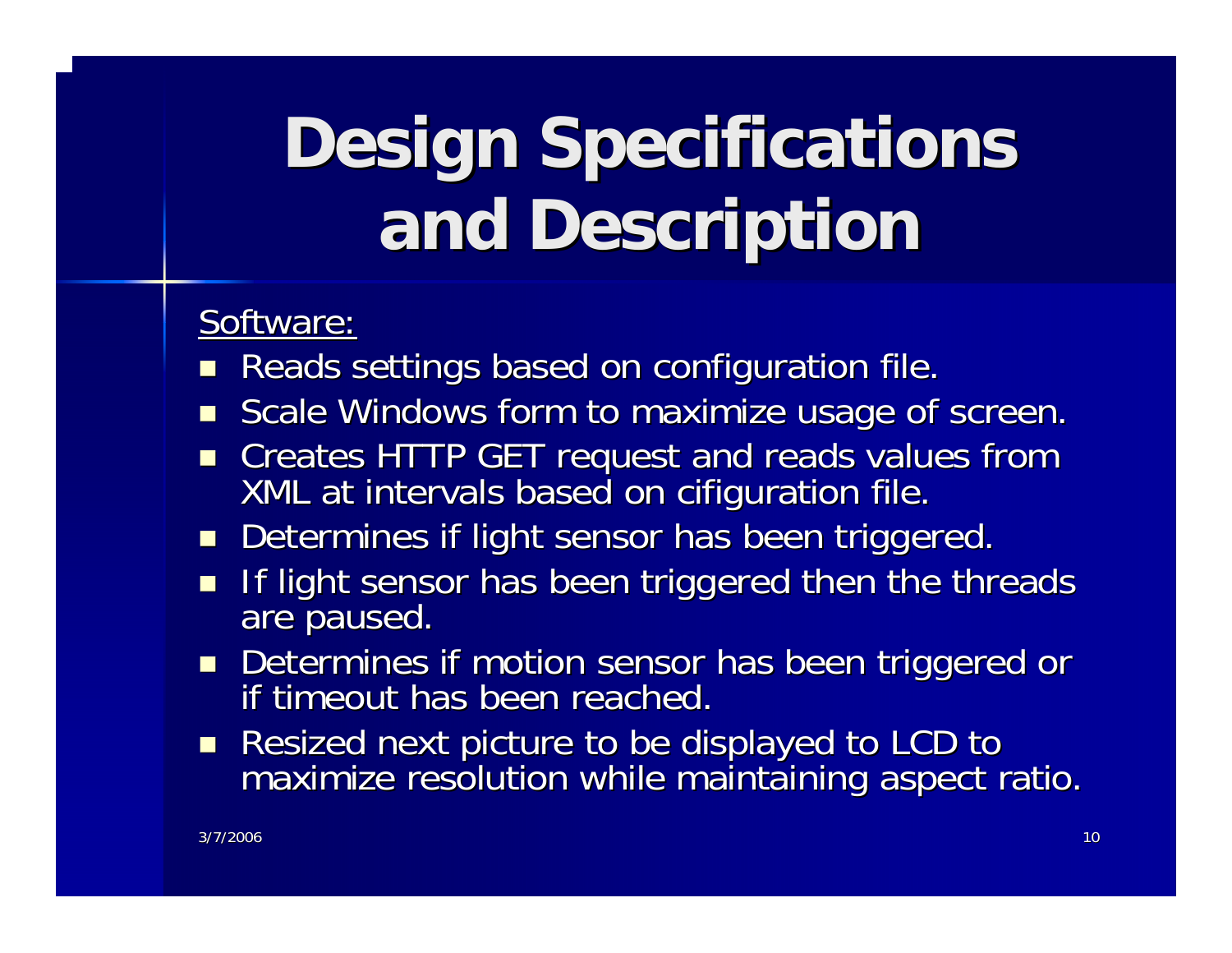# Design Specifications and Description

Software:

- Reads settings based on configuration file.
- Scale Windows form to maximize usage of screen.
- Creates HTTP GET request and reads values from XML at intervals based on cifiguration file.
- Determines if light sensor has been triggered.
- If light sensor has been triggered then the threads are paused.
- Determines if motion sensor has been triggered or if timeout has been reached.
- Resized next picture to be displayed to LCD to maximize resolution while maintaining aspect ratio.

3/7/2006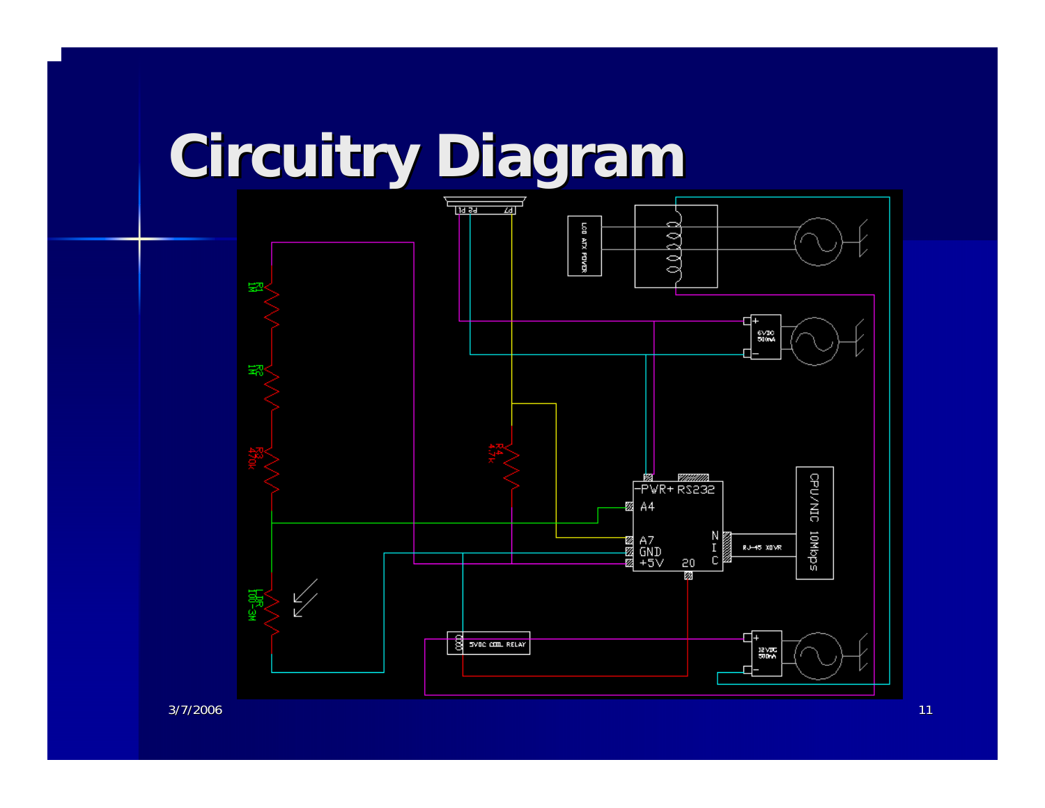# Circuitry Diagram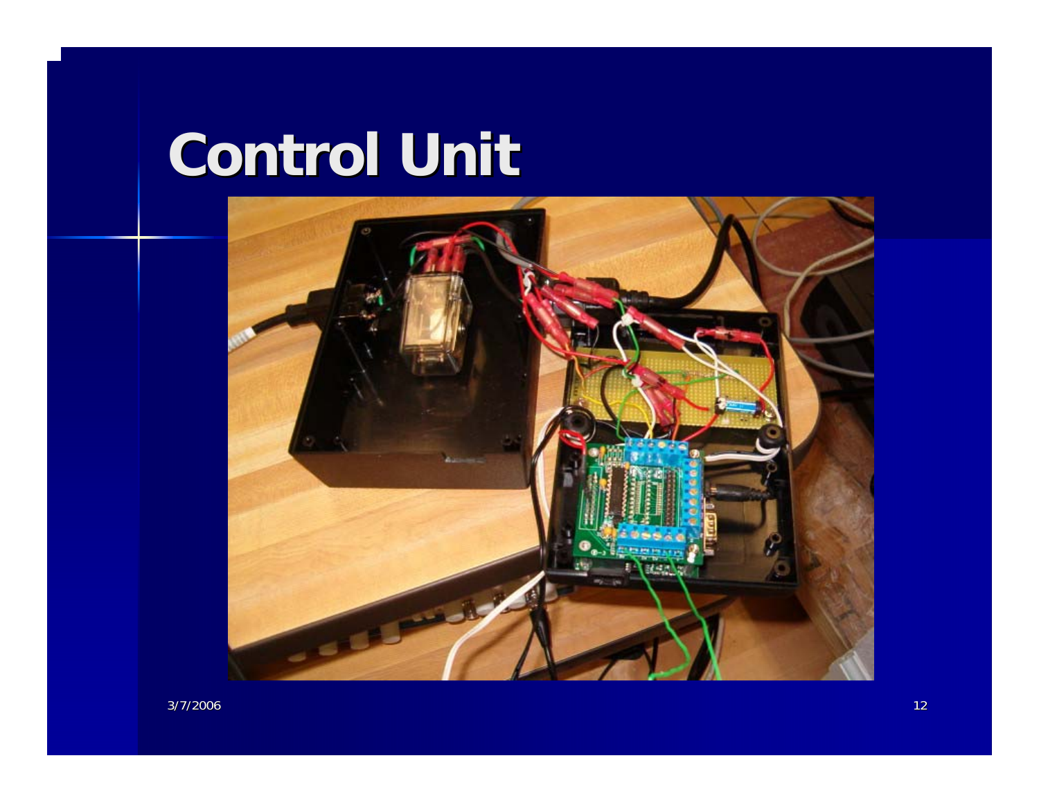# Control Unit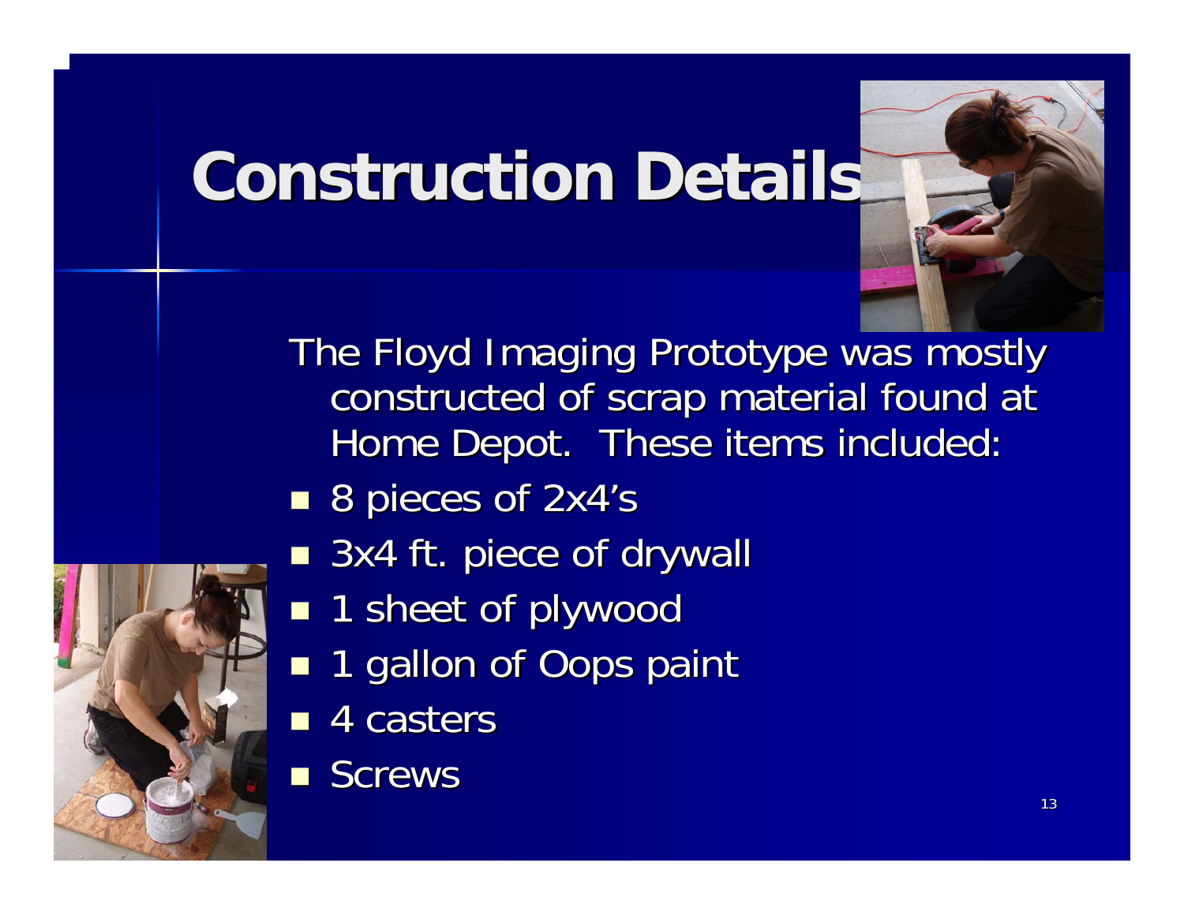# Construction Details

The Floyd Imaging Prototype was mostly constructed of scrap material found at Home Depot. These items included:

- 8 pieces of 2x4's
- 3x4 ft. piece of drywall
- 1 sheet of plywood
- 1 gallon of Oops paint
- 4 casters
- Screws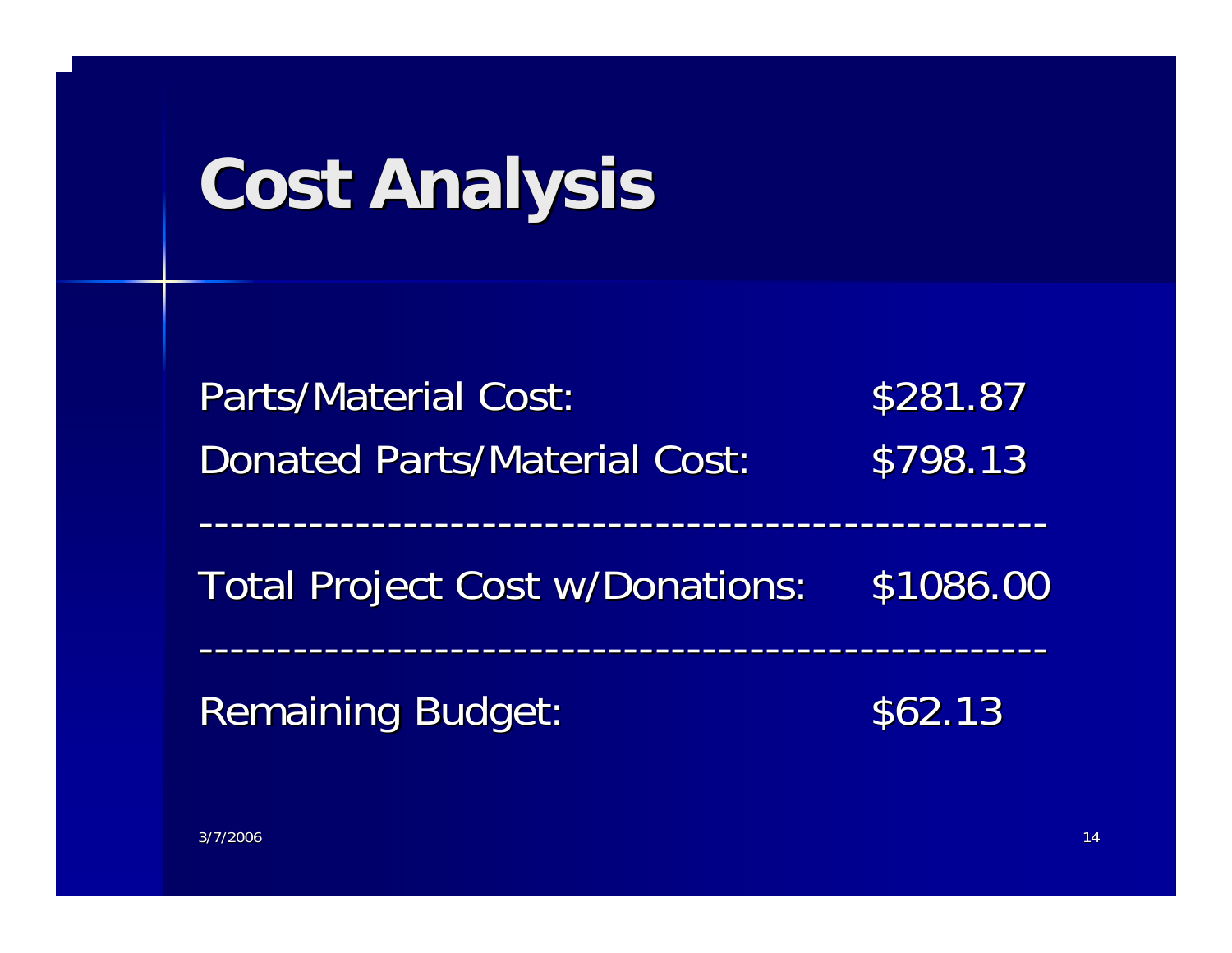# Cost Analysis

Parts/Material Cost: $281.87

Donated Parts/Material Cost: $798.13

---------------------------------------------------

Total Project Cost w/Donations: $1086.00

---------------------------------------------------

Remaining Budget: $62.13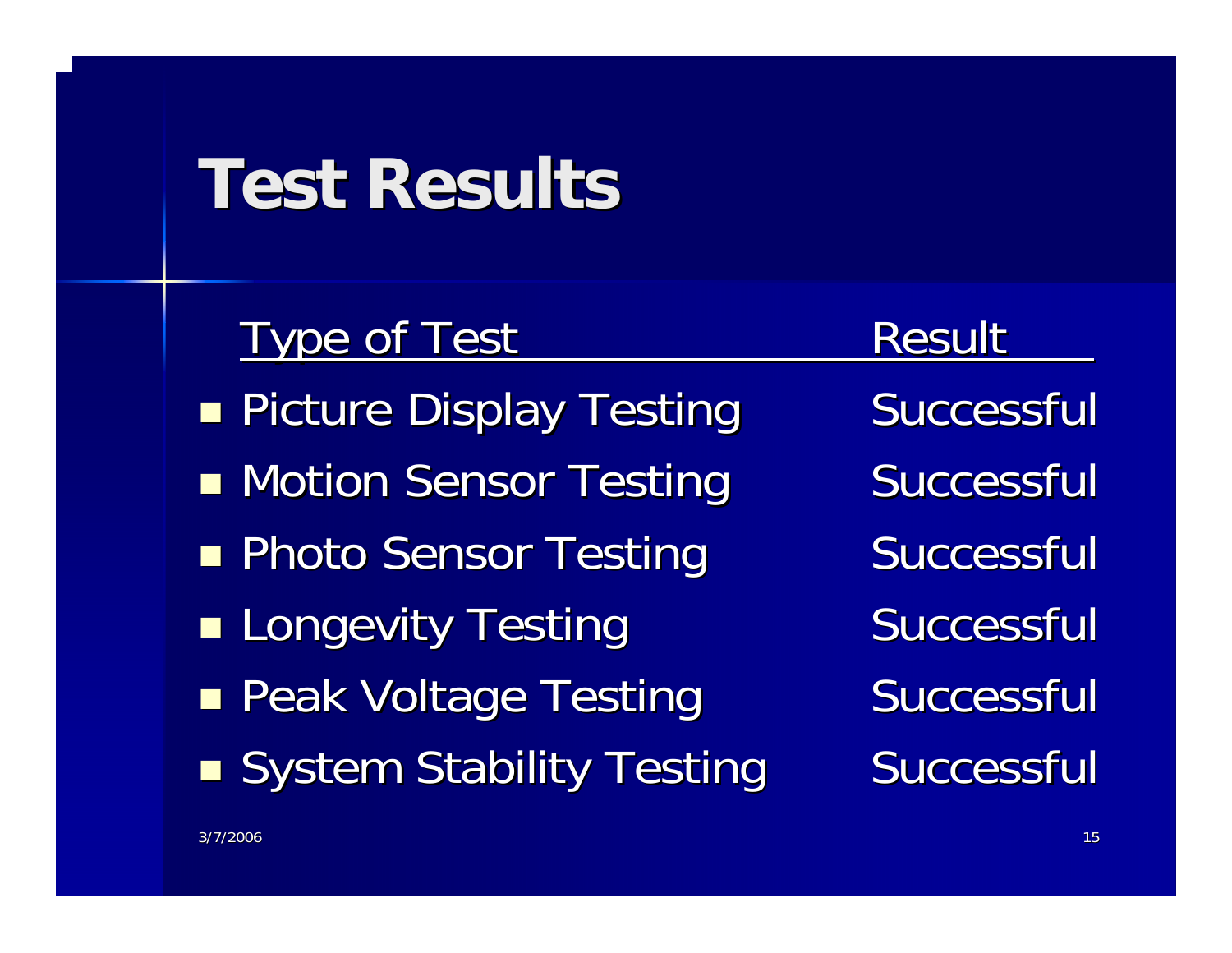# Test Results

| Type of Test | Result |
| --- | --- |
| Picture Display Testing | Successful |
| Motion Sensor Testing | Successful |
| Photo Sensor Testing | Successful |
| Longevity Testing | Successful |
| Peak Voltage Testing | Successful |
| System Stability Testing | Successful |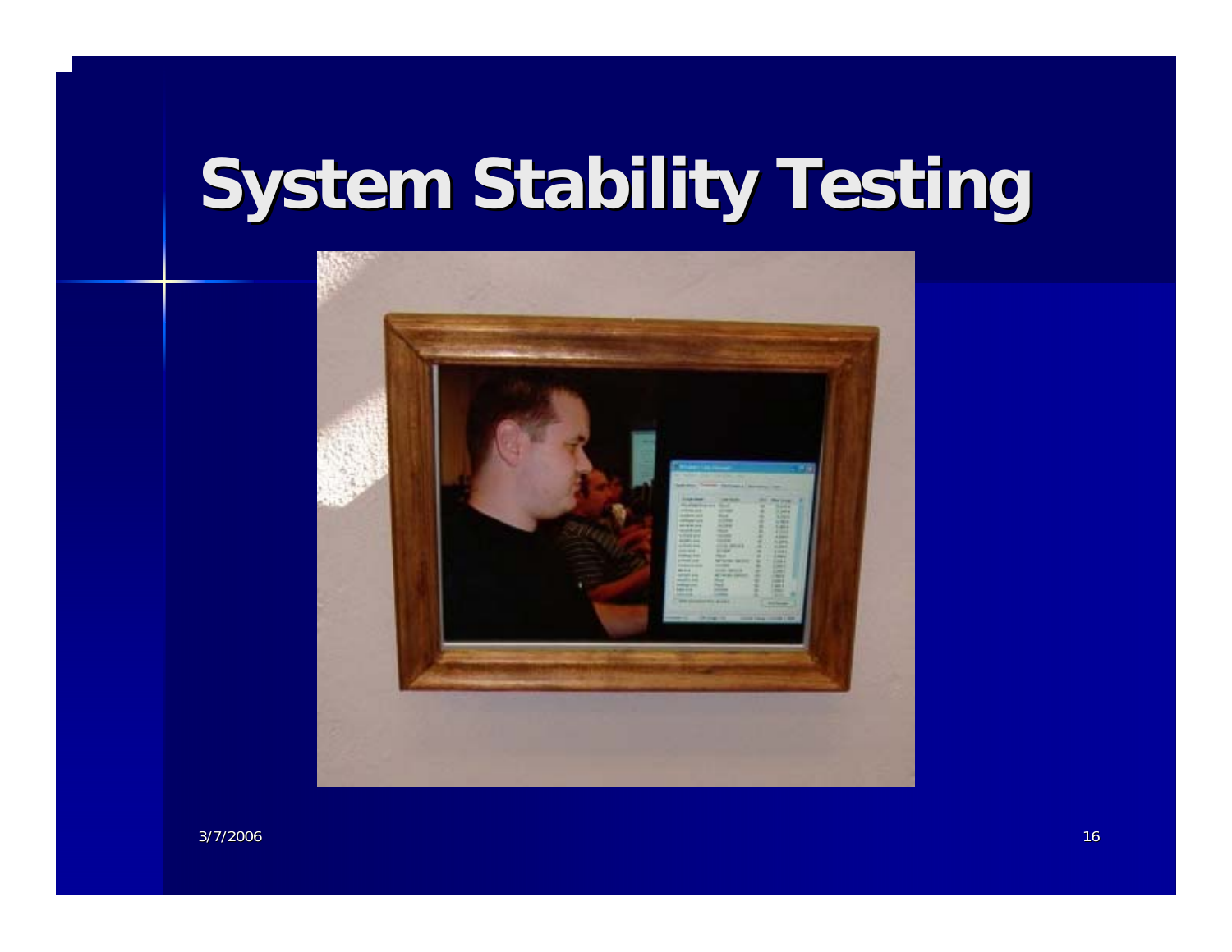# System Stability Testing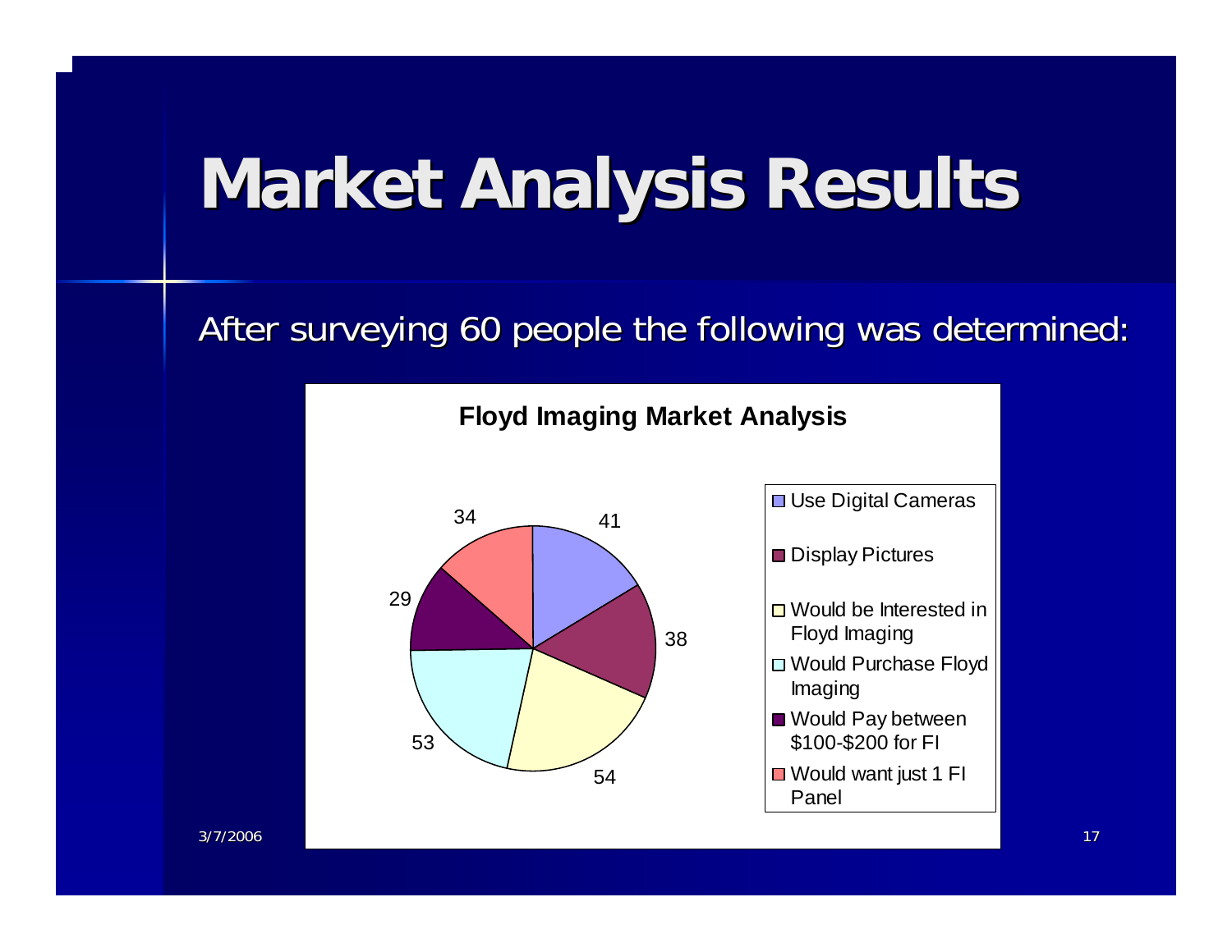# Market Analysis Results

After surveying 60 people the following was determined:

**Floyd Imaging Market Analysis**

| Category | Value |
|---|---|
| Use Digital Cameras | 41 |
| Display Pictures | 38 |
| Would be Interested in Floyd Imaging | 54 |
| Would Purchase Floyd Imaging | 53 |
| Would Pay between $100-$200 for FI | 29 |
| Would want just 1 FI Panel | 34 |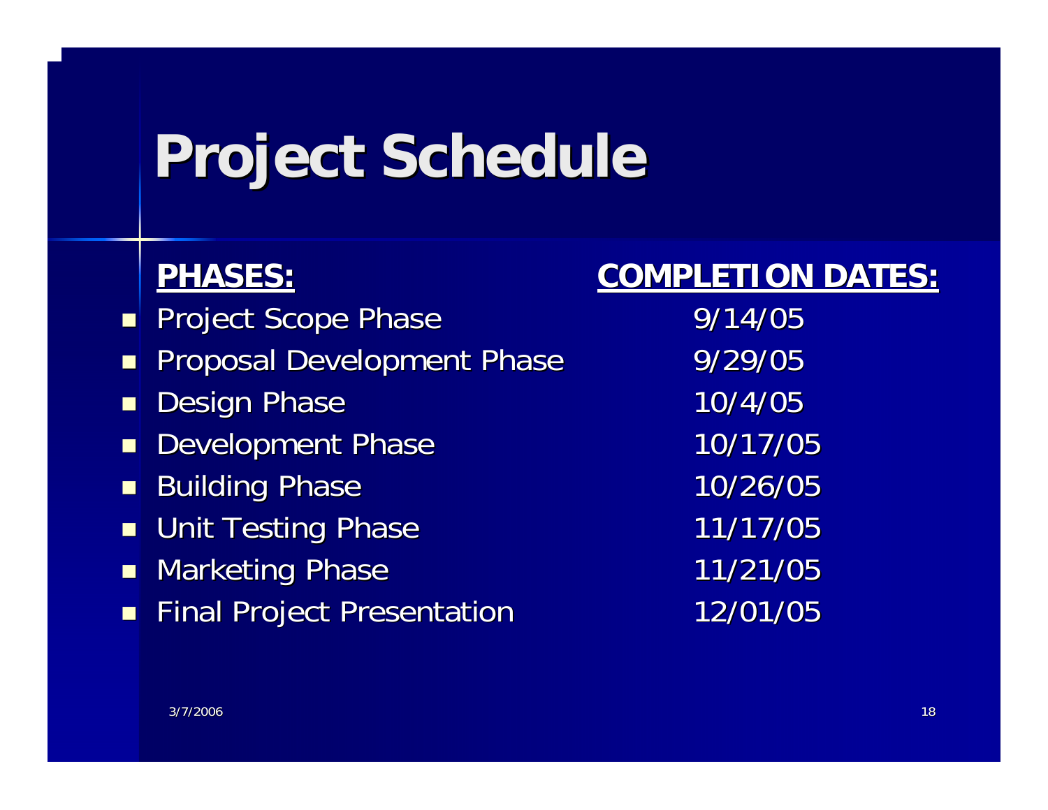# Project Schedule

| PHASES: | COMPLETION DATES: |
| --- | --- |
| Project Scope Phase | 9/14/05 |
| Proposal Development Phase | 9/29/05 |
| Design Phase | 10/4/05 |
| Development Phase | 10/17/05 |
| Building Phase | 10/26/05 |
| Unit Testing Phase | 11/17/05 |
| Marketing Phase | 11/21/05 |
| Final Project Presentation | 12/01/05 |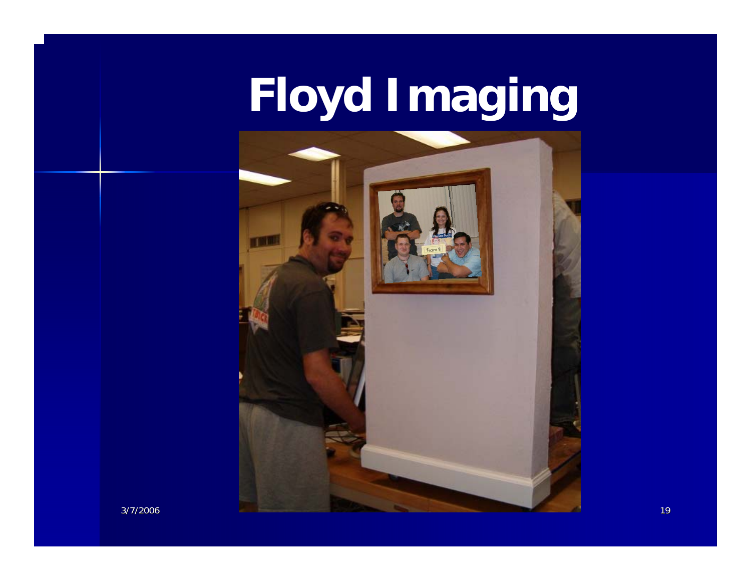# Floyd Imaging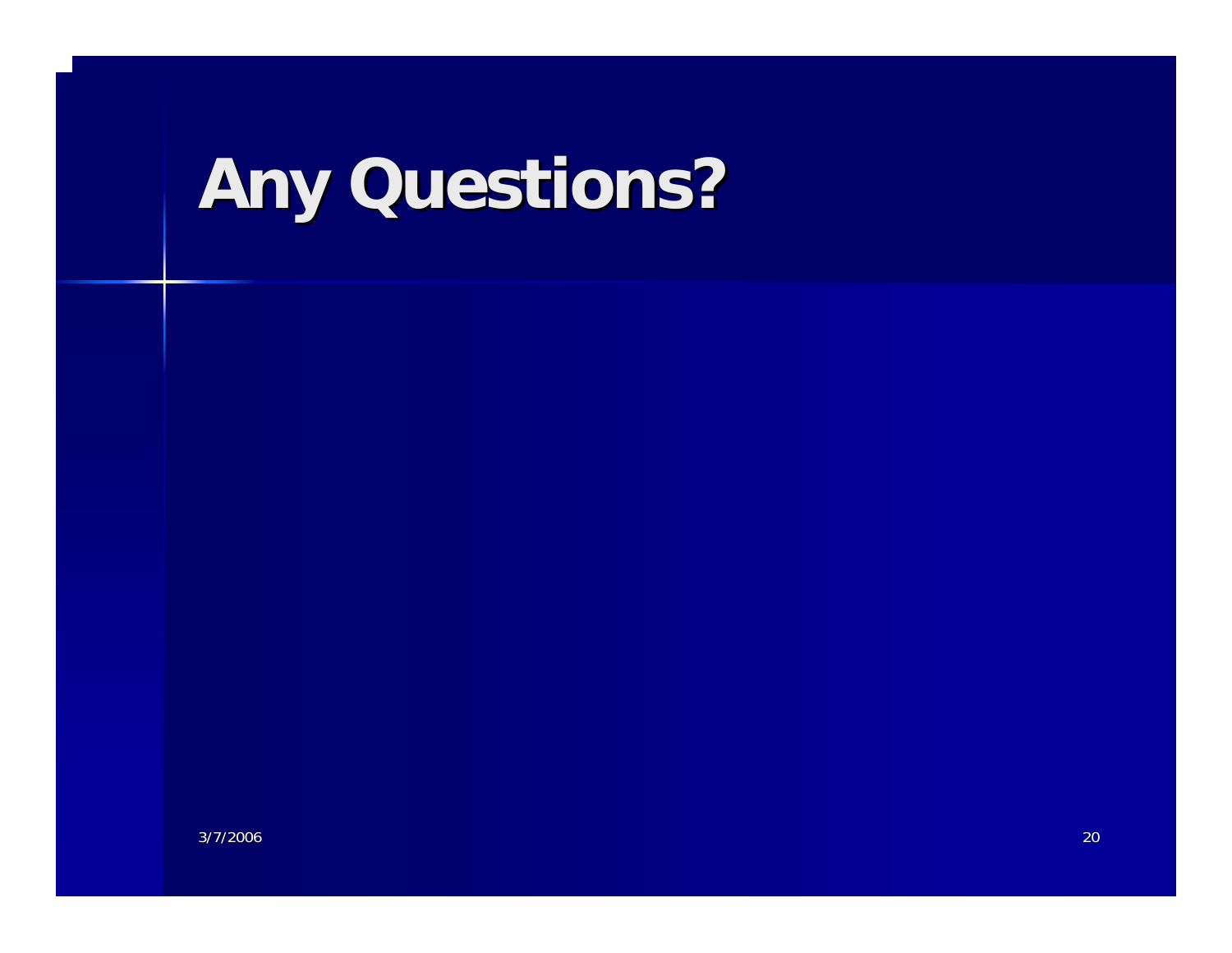# Any Questions?